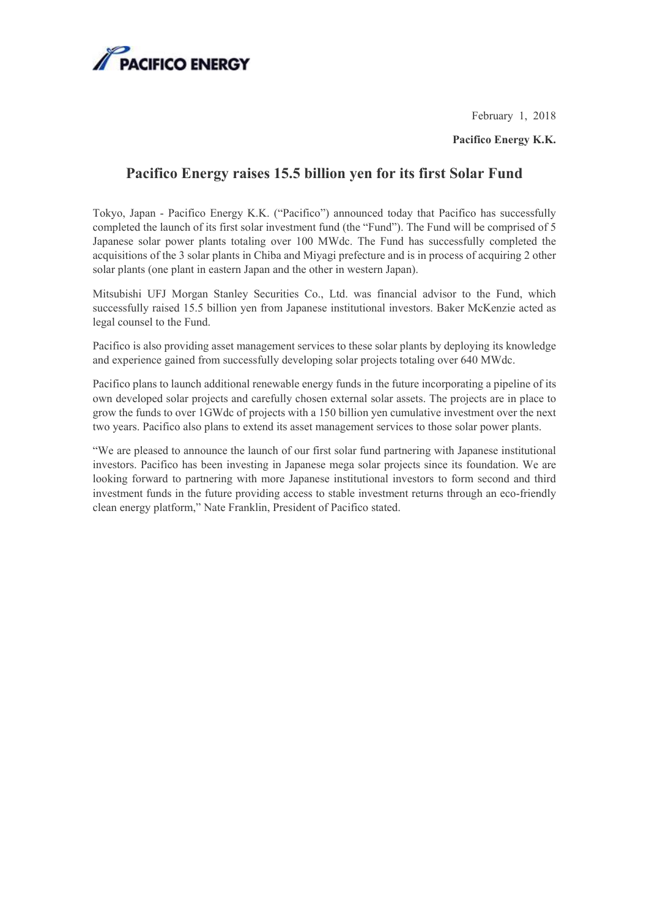PACIFICO ENERGY

February 1, 2018

**Pacifico Energy K.K.**

# Pacifico Energy raises 15.5 billion yen for its first Solar Fund

Tokyo, Japan - Pacifico Energy K.K. ("Pacifico") announced today that Pacifico has successfully completed the launch of its first solar investment fund (the "Fund"). The Fund will be comprised of 5 Japanese solar power plants totaling over 100 MWdc. The Fund has successfully completed the acquisitions of the 3 solar plants in Chiba and Miyagi prefecture and is in process of acquiring 2 other solar plants (one plant in eastern Japan and the other in western Japan).

Mitsubishi UFJ Morgan Stanley Securities Co., Ltd. was financial advisor to the Fund, which successfully raised 15.5 billion yen from Japanese institutional investors. Baker McKenzie acted as legal counsel to the Fund.

Pacifico is also providing asset management services to these solar plants by deploying its knowledge and experience gained from successfully developing solar projects totaling over 640 MWdc.

Pacifico plans to launch additional renewable energy funds in the future incorporating a pipeline of its own developed solar projects and carefully chosen external solar assets. The projects are in place to grow the funds to over 1GWdc of projects with a 150 billion yen cumulative investment over the next two years. Pacifico also plans to extend its asset management services to those solar power plants.

"We are pleased to announce the launch of our first solar fund partnering with Japanese institutional investors. Pacifico has been investing in Japanese mega solar projects since its foundation. We are looking forward to partnering with more Japanese institutional investors to form second and third investment funds in the future providing access to stable investment returns through an eco-friendly clean energy platform," Nate Franklin, President of Pacifico stated.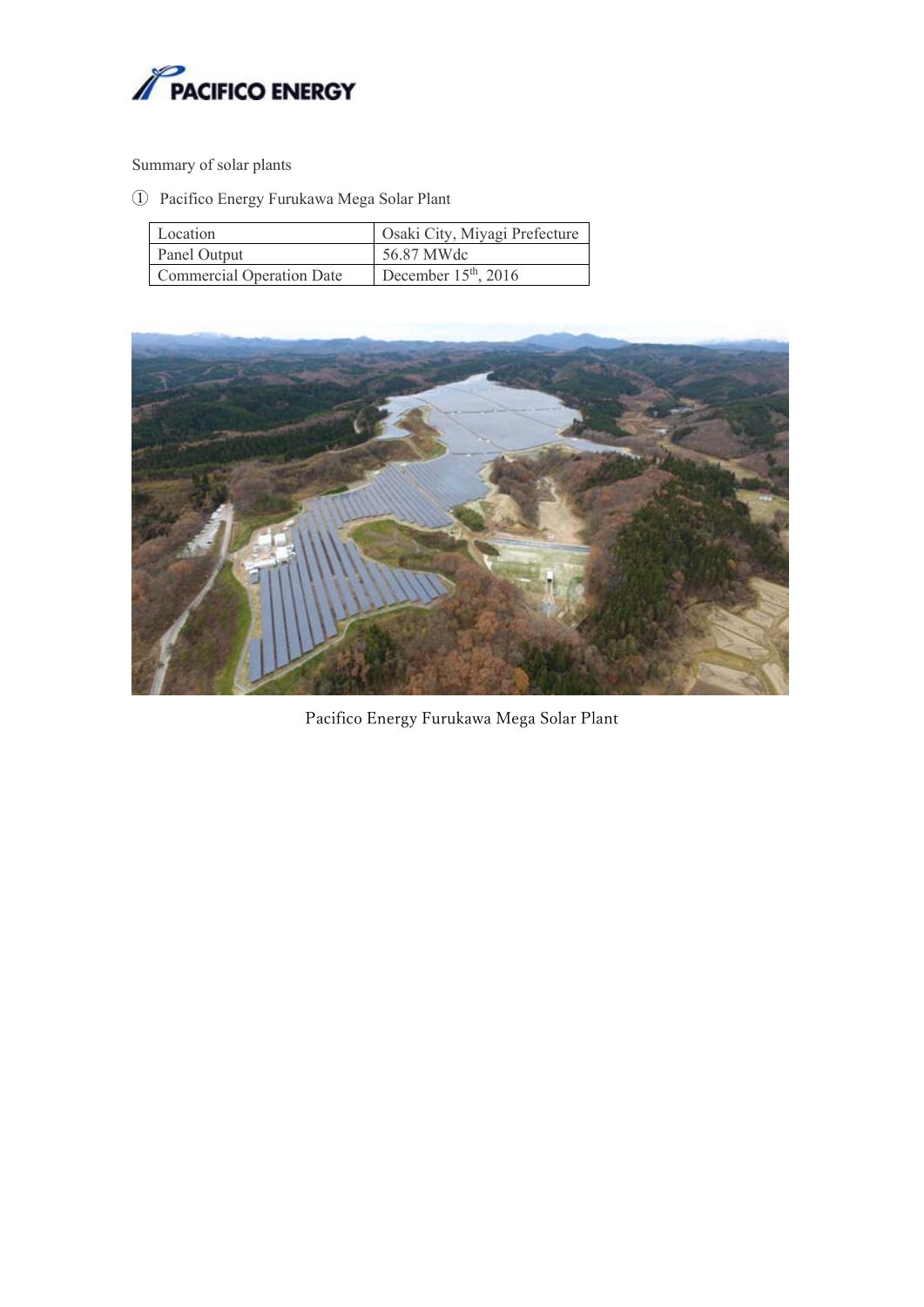Summary of solar plants

① Pacifico Energy Furukawa Mega Solar Plant

| Location | Osaki City, Miyagi Prefecture |
|---|---|
| Panel Output | 56.87 MWdc |
| Commercial Operation Date | December 15th, 2016 |

Pacifico Energy Furukawa Mega Solar Plant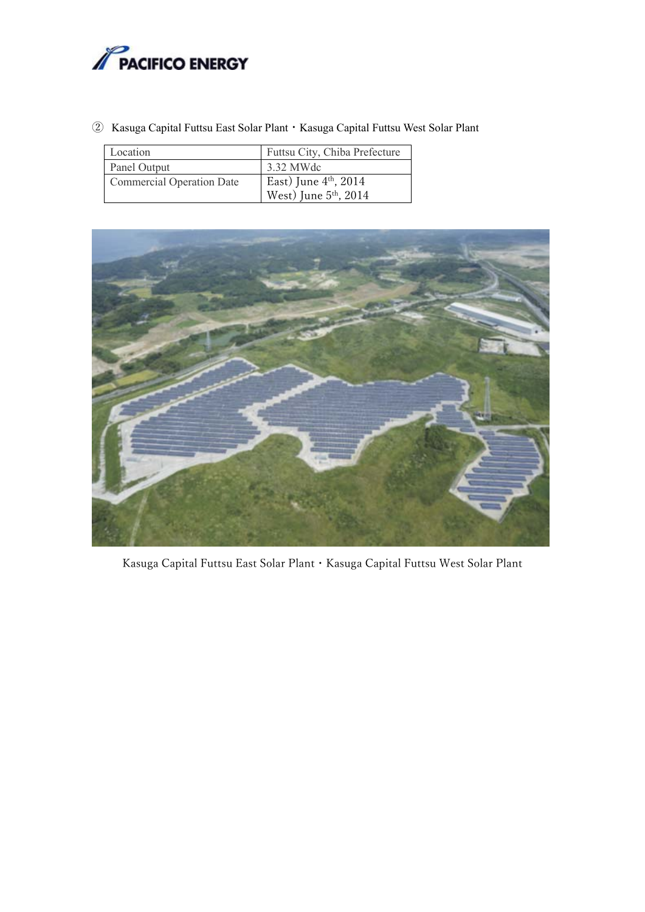② Kasuga Capital Futtsu East Solar Plant・Kasuga Capital Futtsu West Solar Plant

| Location | Futtsu City, Chiba Prefecture |
|---|---|
| Panel Output | 3.32 MWdc |
| Commercial Operation Date | East) June 4th, 2014<br>West) June 5th, 2014 |

Kasuga Capital Futtsu East Solar Plant・Kasuga Capital Futtsu West Solar Plant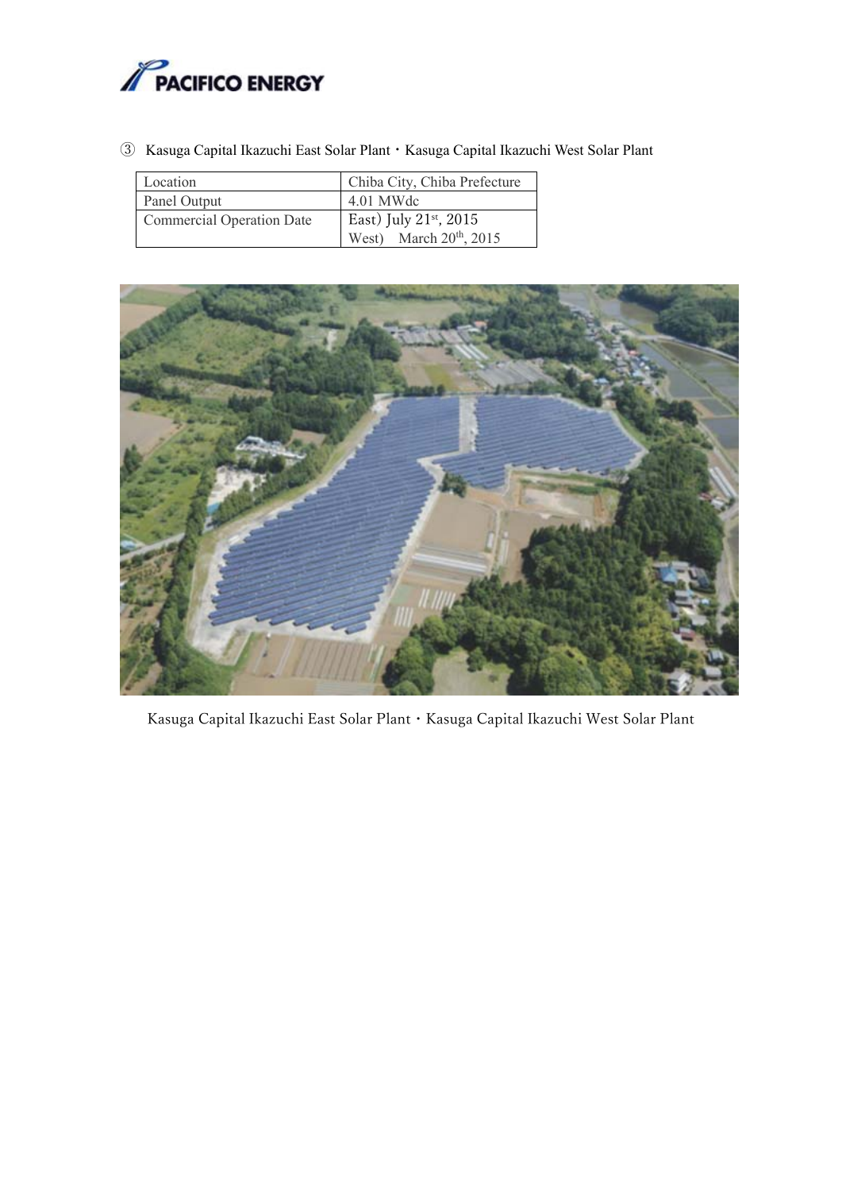③ Kasuga Capital Ikazuchi East Solar Plant・Kasuga Capital Ikazuchi West Solar Plant

| Location | Chiba City, Chiba Prefecture |
|---|---|
| Panel Output | 4.01 MWdc |
| Commercial Operation Date | East) July 21st, 2015<br>West) March 20th, 2015 |

Kasuga Capital Ikazuchi East Solar Plant・Kasuga Capital Ikazuchi West Solar Plant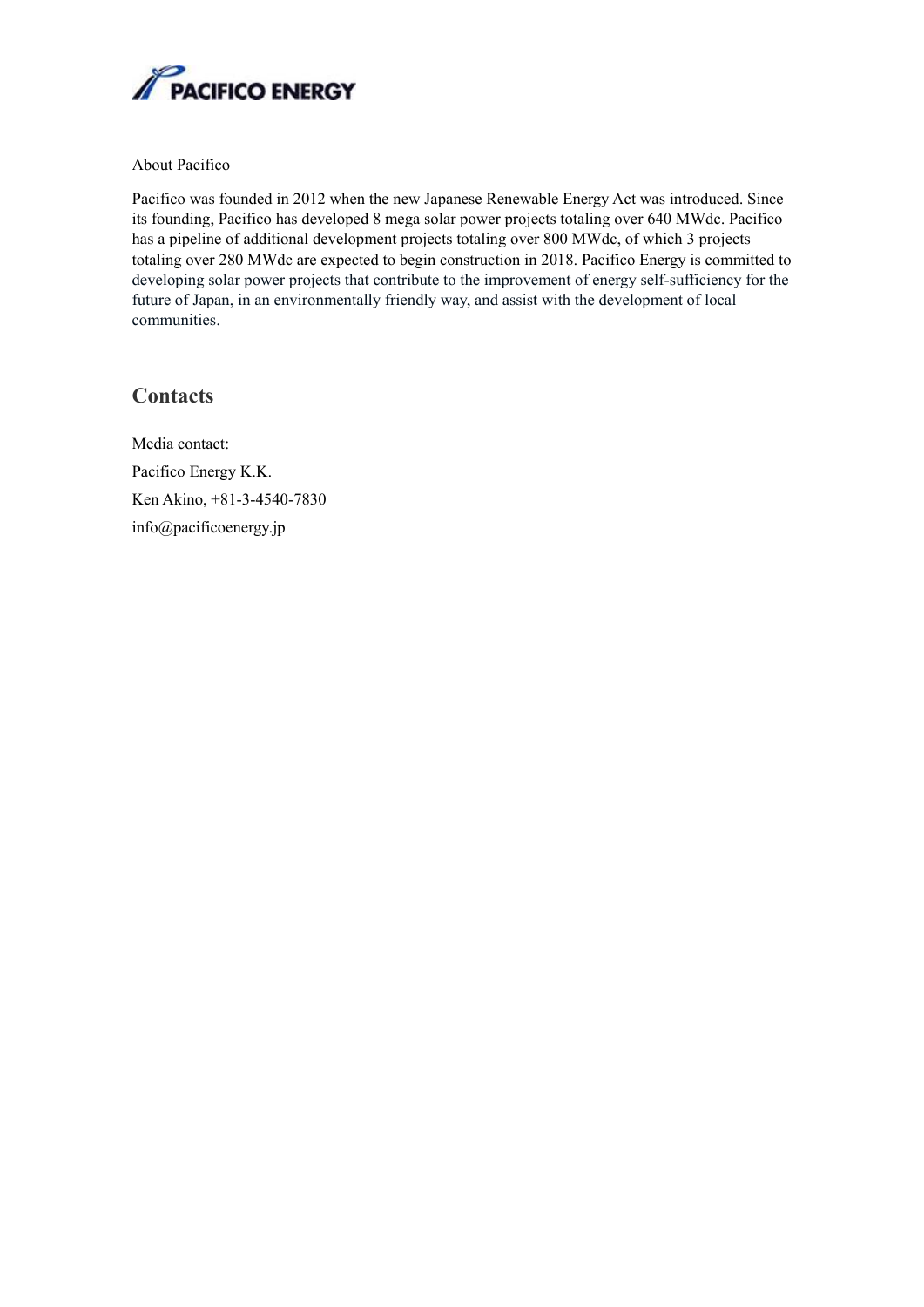PACIFICO ENERGY

About Pacifico

Pacifico was founded in 2012 when the new Japanese Renewable Energy Act was introduced. Since its founding, Pacifico has developed 8 mega solar power projects totaling over 640 MWdc. Pacifico has a pipeline of additional development projects totaling over 800 MWdc, of which 3 projects totaling over 280 MWdc are expected to begin construction in 2018. Pacifico Energy is committed to developing solar power projects that contribute to the improvement of energy self-sufficiency for the future of Japan, in an environmentally friendly way, and assist with the development of local communities.

## Contacts

Media contact:

Pacifico Energy K.K.

Ken Akino, +81-3-4540-7830

info@pacificoenergy.jp